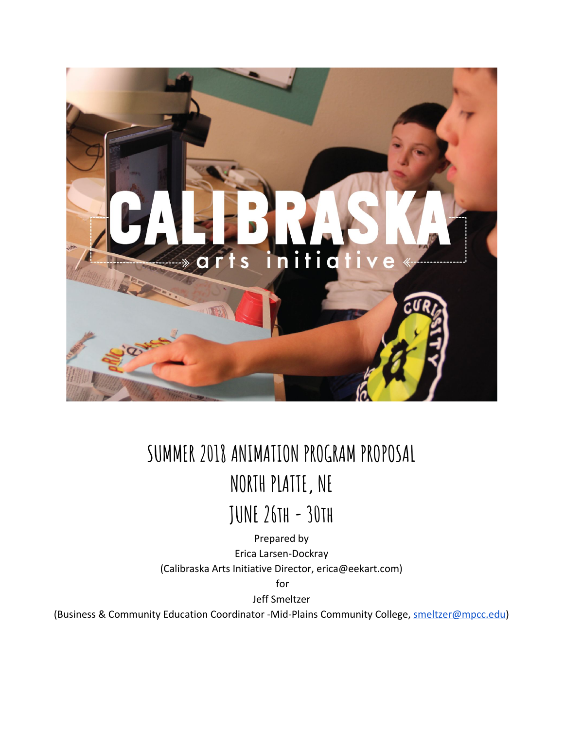# CALIBRASKA

arts initiative

## SUMMER 2018 ANIMATION PROGRAM PROPOSAL

## NORTH PLATTE, NE

## JUNE 26TH - 30TH

Prepared by

Erica Larsen-Dockray

(Calibraska Arts Initiative Director, erica@eekart.com)

for

Jeff Smeltzer

(Business & Community Education Coordinator -Mid-Plains Community College, smeltzer@mpcc.edu)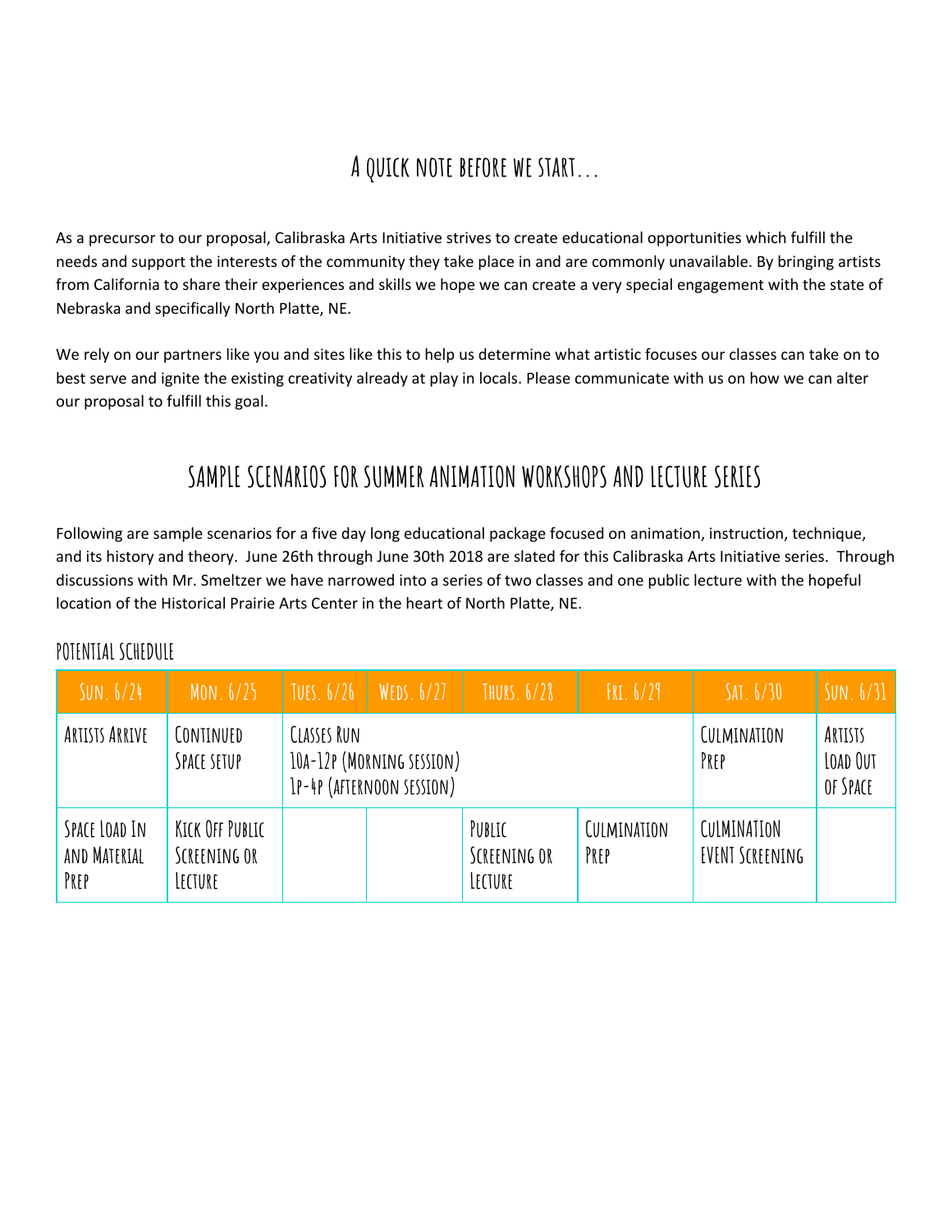## A quick note before we start…

As a precursor to our proposal, Calibraska Arts Initiative strives to create educational opportunities which fulfill the needs and support the interests of the community they take place in and are commonly unavailable. By bringing artists from California to share their experiences and skills we hope we can create a very special engagement with the state of Nebraska and specifically North Platte, NE.

We rely on our partners like you and sites like this to help us determine what artistic focuses our classes can take on to best serve and ignite the existing creativity already at play in locals. Please communicate with us on how we can alter our proposal to fulfill this goal.

## Sample Scenarios for Summer Animation Workshops and Lecture Series

Following are sample scenarios for a five day long educational package focused on animation, instruction, technique, and its history and theory. June 26th through June 30th 2018 are slated for this Calibraska Arts Initiative series. Through discussions with Mr. Smeltzer we have narrowed into a series of two classes and one public lecture with the hopeful location of the Historical Prairie Arts Center in the heart of North Platte, NE.

### Potential Schedule

| Sun. 6/24 | Mon. 6/25 | Tues. 6/26 | Weds. 6/27 | Thurs. 6/28 | Fri. 6/29 | Sat. 6/30 | Sun. 6/31 |
|---|---|---|---|---|---|---|---|
| Artists Arrive | Continued Space setup | Classes Run 10a-12p (Morning session) 1p-4p (afternoon session) | | | | Culmination Prep | Artists Load Out of Space |
| Space Load In and Material Prep | Kick Off Public Screening or Lecture | | | Public Screening or Lecture | Culmination Prep | Culmination Event Screening | |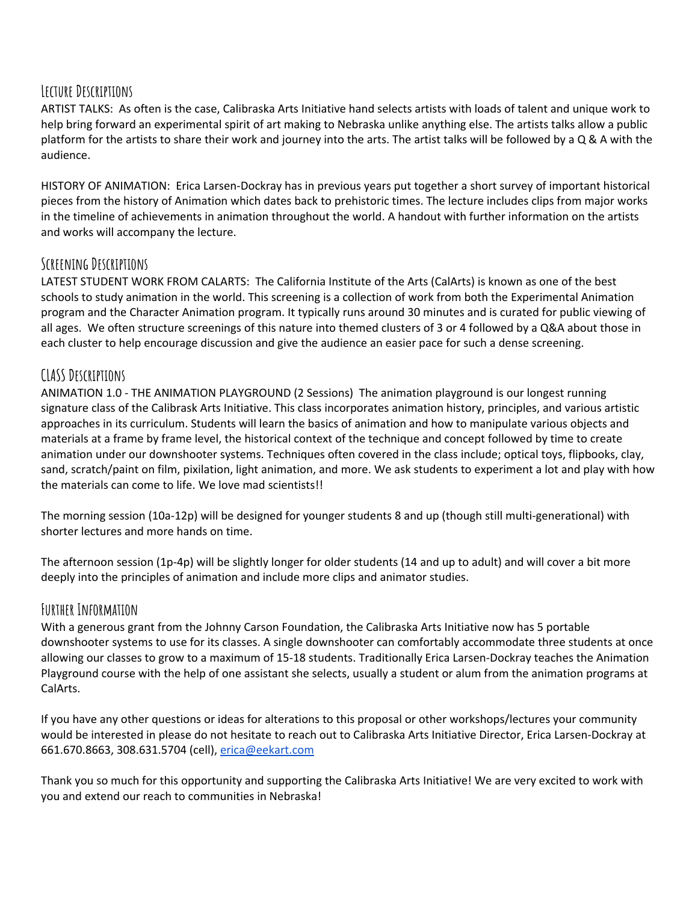## Lecture Descriptions

ARTIST TALKS: As often is the case, Calibraska Arts Initiative hand selects artists with loads of talent and unique work to help bring forward an experimental spirit of art making to Nebraska unlike anything else. The artists talks allow a public platform for the artists to share their work and journey into the arts. The artist talks will be followed by a Q & A with the audience.

HISTORY OF ANIMATION: Erica Larsen-Dockray has in previous years put together a short survey of important historical pieces from the history of Animation which dates back to prehistoric times. The lecture includes clips from major works in the timeline of achievements in animation throughout the world. A handout with further information on the artists and works will accompany the lecture.

## Screening Descriptions

LATEST STUDENT WORK FROM CALARTS: The California Institute of the Arts (CalArts) is known as one of the best schools to study animation in the world. This screening is a collection of work from both the Experimental Animation program and the Character Animation program. It typically runs around 30 minutes and is curated for public viewing of all ages. We often structure screenings of this nature into themed clusters of 3 or 4 followed by a Q&A about those in each cluster to help encourage discussion and give the audience an easier pace for such a dense screening.

## CLASS Descriptions

ANIMATION 1.0 - THE ANIMATION PLAYGROUND (2 Sessions) The animation playground is our longest running signature class of the Calibrask Arts Initiative. This class incorporates animation history, principles, and various artistic approaches in its curriculum. Students will learn the basics of animation and how to manipulate various objects and materials at a frame by frame level, the historical context of the technique and concept followed by time to create animation under our downshooter systems. Techniques often covered in the class include; optical toys, flipbooks, clay, sand, scratch/paint on film, pixilation, light animation, and more. We ask students to experiment a lot and play with how the materials can come to life. We love mad scientists!!

The morning session (10a-12p) will be designed for younger students 8 and up (though still multi-generational) with shorter lectures and more hands on time.

The afternoon session (1p-4p) will be slightly longer for older students (14 and up to adult) and will cover a bit more deeply into the principles of animation and include more clips and animator studies.

## Further Information

With a generous grant from the Johnny Carson Foundation, the Calibraska Arts Initiative now has 5 portable downshooter systems to use for its classes. A single downshooter can comfortably accommodate three students at once allowing our classes to grow to a maximum of 15-18 students. Traditionally Erica Larsen-Dockray teaches the Animation Playground course with the help of one assistant she selects, usually a student or alum from the animation programs at CalArts.

If you have any other questions or ideas for alterations to this proposal or other workshops/lectures your community would be interested in please do not hesitate to reach out to Calibraska Arts Initiative Director, Erica Larsen-Dockray at 661.670.8663, 308.631.5704 (cell), erica@eekart.com

Thank you so much for this opportunity and supporting the Calibraska Arts Initiative! We are very excited to work with you and extend our reach to communities in Nebraska!